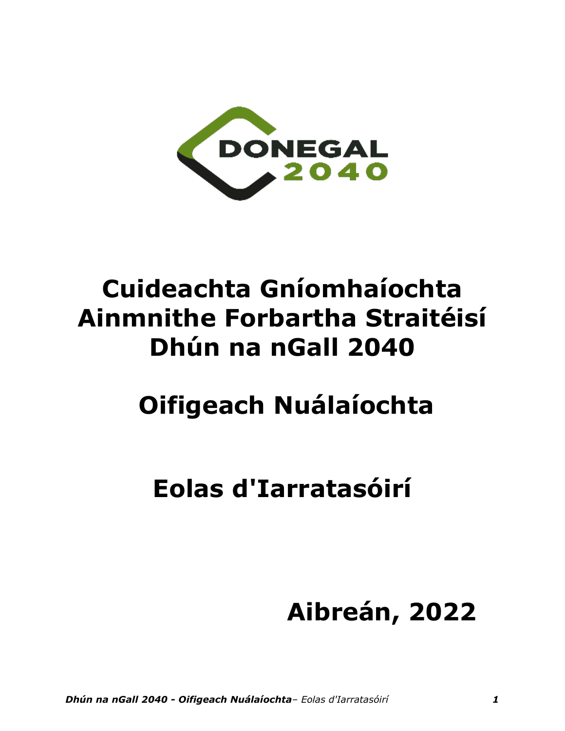# Cuideachta Gníomhaíochta Ainmnithe Forbartha Straitéisí Dhún na nGall 2040

# Oifigeach Nuálaíochta

# Eolas d'Iarratasóirí

**Aibreán, 2022**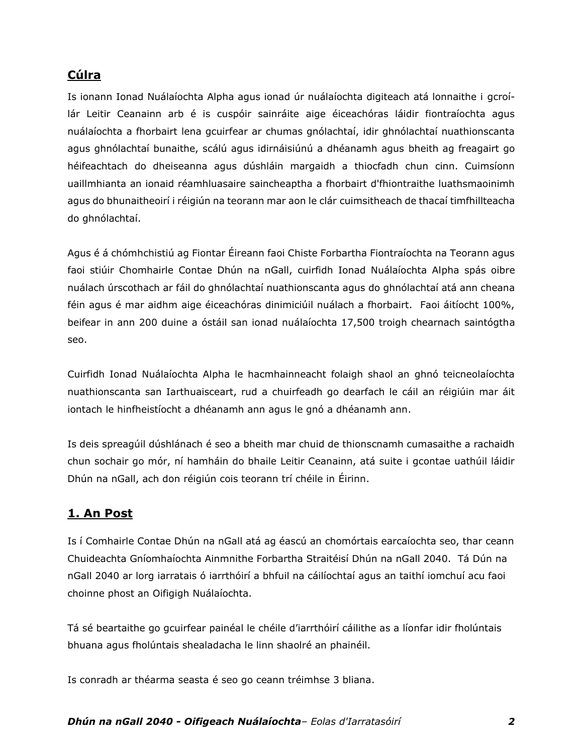## Cúlra

Is ionann Ionad Nuálaíochta Alpha agus ionad úr nuálaíochta digiteach atá lonnaithe i gcroí-lár Leitir Ceanainn arb é is cuspóir sainráite aige éiceachóras láidir fiontraíochta agus nuálaíochta a fhorbairt lena gcuirfear ar chumas gnólachtaí, idir ghnólachtaí nuathionscanta agus ghnólachtaí bunaithe, scálú agus idirnáisiúnú a dhéanamh agus bheith ag freagairt go héifeachtach do dheiseanna agus dúshláin margaidh a thiocfadh chun cinn. Cuimsíonn uaillmhianta an ionaid réamhluasaire saincheaptha a fhorbairt d'fhiontraithe luathsmaoinimh agus do bhunaitheoirí i réigiún na teorann mar aon le clár cuimsitheach de thacaí timfhillteacha do ghnólachtaí.

Agus é á chómhchistiú ag Fiontar Éireann faoi Chiste Forbartha Fiontraíochta na Teorann agus faoi stiúir Chomhairle Contae Dhún na nGall, cuirfidh Ionad Nuálaíochta Alpha spás oibre nuálach úrscothach ar fáil do ghnólachtaí nuathionscanta agus do ghnólachtaí atá ann cheana féin agus é mar aidhm aige éiceachóras dinimiciúil nuálach a fhorbairt. Faoi áitíocht 100%, beifear in ann 200 duine a óstáil san ionad nuálaíochta 17,500 troigh chearnach saintógtha seo.

Cuirfidh Ionad Nuálaíochta Alpha le hacmhainneacht folaigh shaol an ghnó teicneolaíochta nuathionscanta san Iarthuaisceart, rud a chuirfeadh go dearfach le cáil an réigiúin mar áit iontach le hinfheistíocht a dhéanamh ann agus le gnó a dhéanamh ann.

Is deis spreagúil dúshlánach é seo a bheith mar chuid de thionscnamh cumasaithe a rachaidh chun sochair go mór, ní hamháin do bhaile Leitir Ceanainn, atá suite i gcontae uathúil láidir Dhún na nGall, ach don réigiún cois teorann trí chéile in Éirinn.

## 1. An Post

Is í Comhairle Contae Dhún na nGall atá ag éascú an chomórtais earcaíochta seo, thar ceann Chuideachta Gníomhaíochta Ainmnithe Forbartha Straitéisí Dhún na nGall 2040. Tá Dún na nGall 2040 ar lorg iarratais ó iarrthóirí a bhfuil na cáilíochtaí agus an taithí iomchuí acu faoi choinne phost an Oifigigh Nuálaíochta.

Tá sé beartaithe go gcuirfear painéal le chéile d'iarrthóirí cáilithe as a líonfar idir fholúntais bhuana agus fholúntais shealadacha le linn shaolré an phainéil.

Is conradh ar théarma seasta é seo go ceann tréimhse 3 bliana.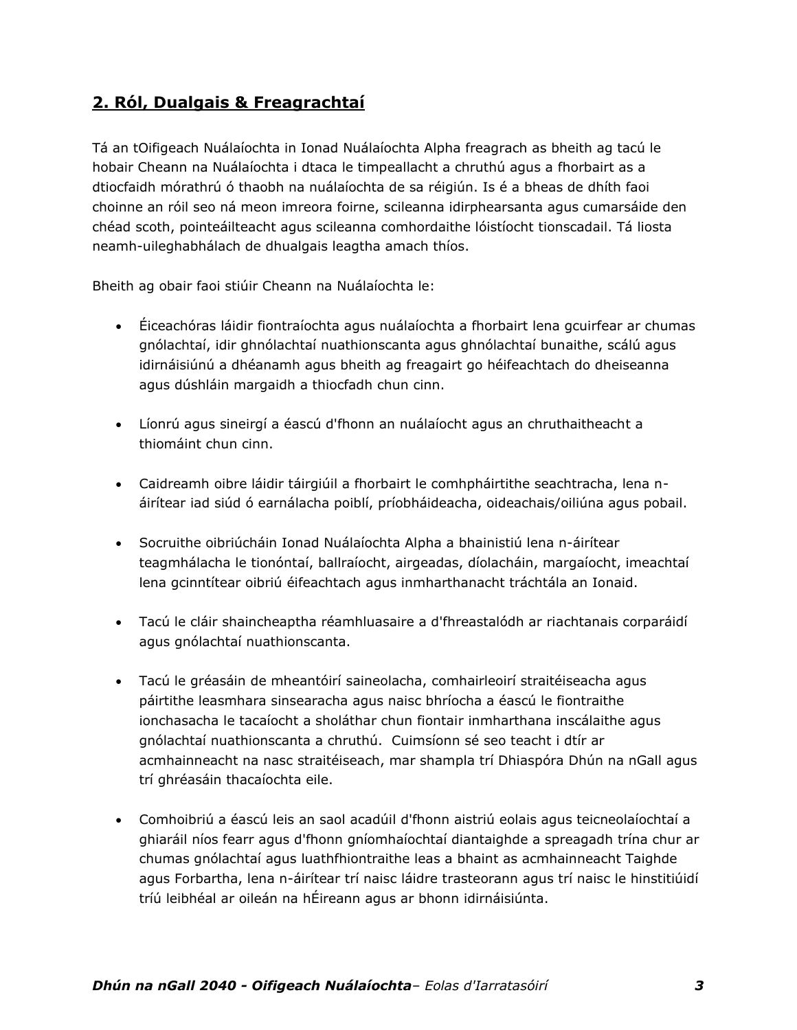## **2. Ról, Dualgais & Freagrachtaí**

Tá an tOifigeach Nuálaíochta in Ionad Nuálaíochta Alpha freagrach as bheith ag tacú le hobair Cheann na Nuálaíochta i dtaca le timpeallacht a chruthú agus a fhorbairt as a dtiocfaidh mórathrú ó thaobh na nuálaíochta de sa réigiún. Is é a bheas de dhíth faoi choinne an róil seo ná meon imreora foirne, scileanna idirphearsanta agus cumarsáide den chéad scoth, pointeáilteacht agus scileanna comhordaithe lóistíocht tionscadail. Tá liosta neamh-uileghabhálach de dhualgais leagtha amach thíos.

Bheith ag obair faoi stiúir Cheann na Nuálaíochta le:

- Éiceachóras láidir fiontraíochta agus nuálaíochta a fhorbairt lena gcuirfear ar chumas gnólachtaí, idir ghnólachtaí nuathionscanta agus ghnólachtaí bunaithe, scálú agus idirnáisiúnú a dhéanamh agus bheith ag freagairt go héifeachtach do dheiseanna agus dúshláin margaidh a thiocfadh chun cinn.
- Líonrú agus sineirgí a éascú d'fhonn an nuálaíocht agus an chruthaitheacht a thiomáint chun cinn.
- Caidreamh oibre láidir táirgiúil a fhorbairt le comhpháirtithe seachtracha, lena n-áirítear iad siúd ó earnálacha poiblí, príobháideacha, oideachais/oiliúna agus pobail.
- Socruithe oibriúcháin Ionad Nuálaíochta Alpha a bhainistiú lena n-áirítear teagmhálacha le tionóntaí, ballraíocht, airgeadas, díolacháin, margaíocht, imeachtaí lena gcinntítear oibriú éifeachtach agus inmharthanacht tráchtála an Ionaid.
- Tacú le cláir shaincheaptha réamhluasaire a d'fhreastalódh ar riachtanais corparáidí agus gnólachtaí nuathionscanta.
- Tacú le gréasáin de mheantóirí saineolacha, comhairleoirí straitéiseacha agus páirtithe leasmhara sinsearacha agus naisc bhríocha a éascú le fiontraithe ionchasacha le tacaíocht a sholáthar chun fiontair inmharthana inscálaithe agus gnólachtaí nuathionscanta a chruthú. Cuimsíonn sé seo teacht i dtír ar acmhainneacht na nasc straitéiseach, mar shampla trí Dhiaspóra Dhún na nGall agus trí ghréasáin thacaíochta eile.
- Comhoibriú a éascú leis an saol acadúil d'fhonn aistriú eolais agus teicneolaíochtaí a ghiaráil níos fearr agus d'fhonn gníomhaíochtaí diantaighde a spreagadh trína chur ar chumas gnólachtaí agus luathfhiontraithe leas a bhaint as acmhainneacht Taighde agus Forbartha, lena n-áirítear trí naisc láidre trasteorann agus trí naisc le hinstitiúidí tríú leibhéal ar oileán na hÉireann agus ar bhonn idirnáisiúnta.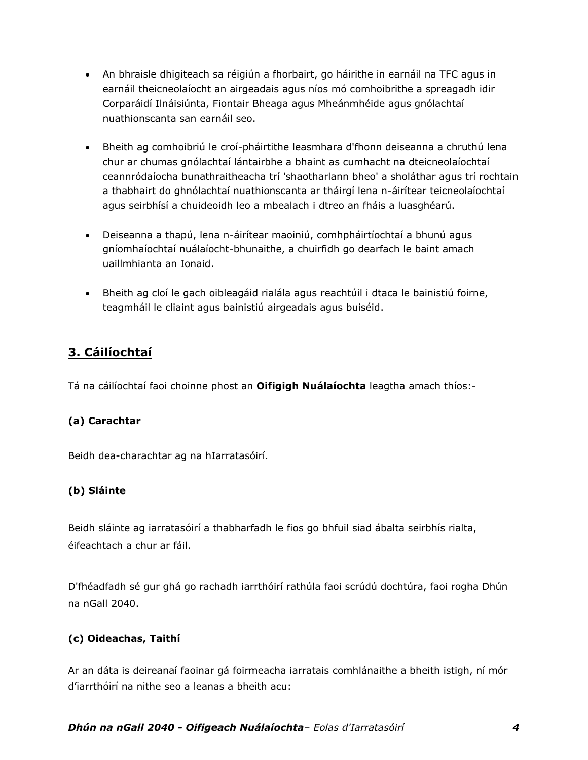- An bhraisle dhigiteach sa réigiún a fhorbairt, go háirithe in earnáil na TFC agus in earnáil theicneolaíocht an airgeadais agus níos mó comhoibrithe a spreagadh idir Corparáidí Ilnáisiúnta, Fiontair Bheaga agus Mheánmhéide agus gnólachtaí nuathionscanta san earnáil seo.

- Bheith ag comhoibriú le croí-pháirtithe leasmhara d'fhonn deiseanna a chruthú lena chur ar chumas gnólachtaí lántairbhe a bhaint as cumhacht na dteicneolaíochtaí ceannródaíocha bunathraitheacha trí 'shaotharlann bheo' a sholáthar agus trí rochtain a thabhairt do ghnólachtaí nuathionscanta ar tháirgí lena n-áirítear teicneolaíochtaí agus seirbhísí a chuideoidh leo a mbealach i dtreo an fháis a luasghéarú.

- Deiseanna a thapú, lena n-áirítear maoiniú, comhpháirtíochtaí a bhunú agus gníomhaíochtaí nuálaíocht-bhunaithe, a chuirfidh go dearfach le baint amach uaillmhianta an Ionaid.

- Bheith ag cloí le gach oibleagáid rialála agus reachtúil i dtaca le bainistiú foirne, teagmháil le cliaint agus bainistiú airgeadais agus buiséid.

## 3. Cáilíochtaí

Tá na cáilíochtaí faoi choinne phost an **Oifigigh Nuálaíochta** leagtha amach thíos:-

**(a) Carachtar**

Beidh dea-charachtar ag na hIarratasóirí.

**(b) Sláinte**

Beidh sláinte ag iarratasóirí a thabharfadh le fios go bhfuil siad ábalta seirbhís rialta, éifeachtach a chur ar fáil.

D'fhéadfadh sé gur ghá go rachadh iarrthóirí rathúla faoi scrúdú dochtúra, faoi rogha Dhún na nGall 2040.

**(c) Oideachas, Taithí**

Ar an dáta is deireanaí faoinar gá foirmeacha iarratais comhlánaithe a bheith istigh, ní mór d'iarrthóirí na nithe seo a leanas a bheith acu: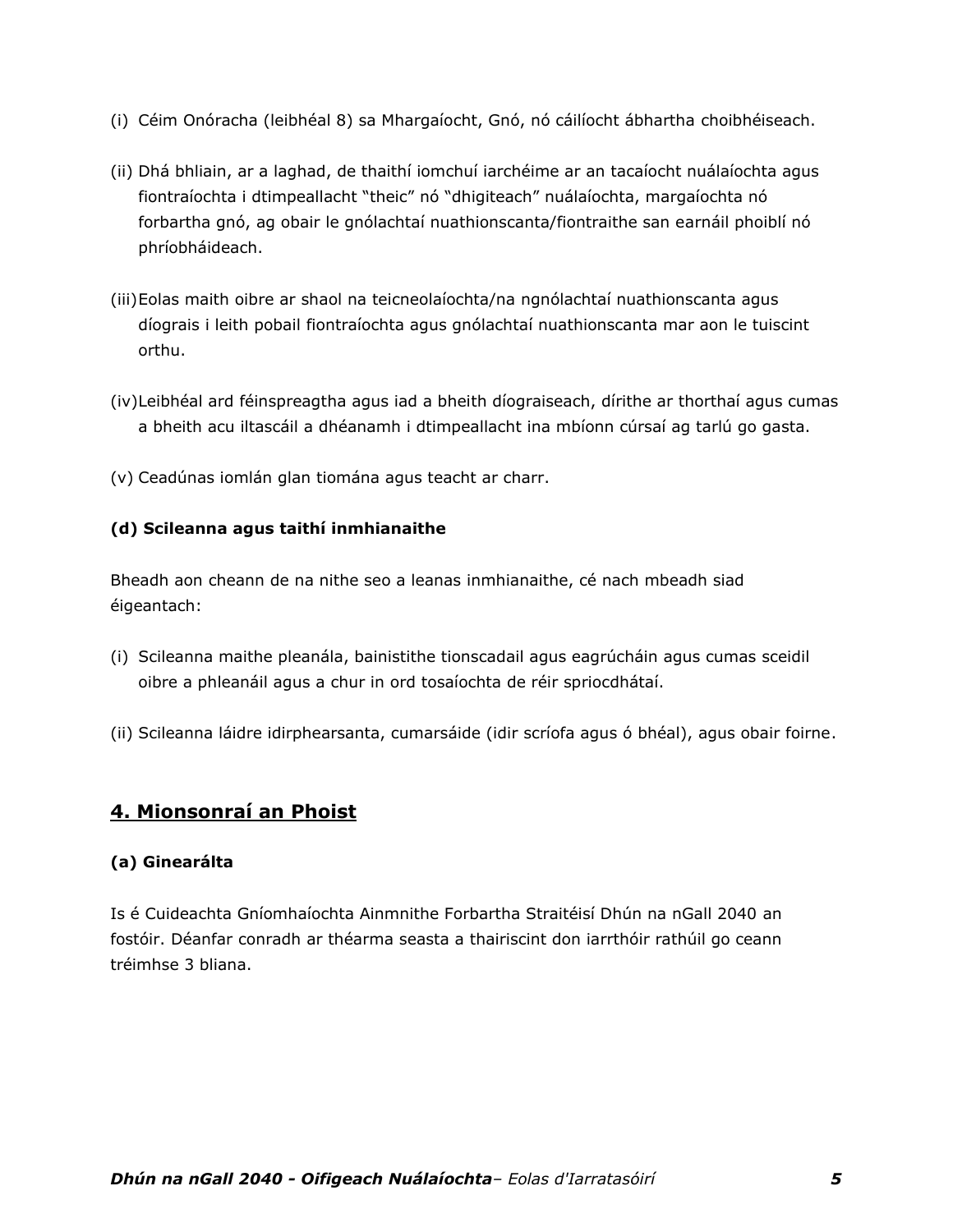(i) Céim Onóracha (leibhéal 8) sa Mhargaíocht, Gnó, nó cáilíocht ábhartha choibhéiseach.

(ii) Dhá bhliain, ar a laghad, de thaithí iomchuí iarchéime ar an tacaíocht nuálaíochta agus fiontraíochta i dtimpeallacht "theic" nó "dhigiteach" nuálaíochta, margaíochta nó forbartha gnó, ag obair le gnólachtaí nuathionscanta/fiontraithe san earnáil phoiblí nó phríobháideach.

(iii) Eolas maith oibre ar shaol na teicneolaíochta/na ngnólachtaí nuathionscanta agus díograis i leith pobail fiontraíochta agus gnólachtaí nuathionscanta mar aon le tuiscint orthu.

(iv) Leibhéal ard féinspreagtha agus iad a bheith díograiseach, dírithe ar thorthaí agus cumas a bheith acu iltascáil a dhéanamh i dtimpeallacht ina mbíonn cúrsaí ag tarlú go gasta.

(v) Ceadúnas iomlán glan tiomána agus teacht ar charr.

**(d) Scileanna agus taithí inmhianaithe**

Bheadh aon cheann de na nithe seo a leanas inmhianaithe, cé nach mbeadh siad éigeantach:

(i) Scileanna maithe pleanála, bainistithe tionscadail agus eagrúcháin agus cumas sceidil oibre a phleanáil agus a chur in ord tosaíochta de réir spriocdhátaí.

(ii) Scileanna láidre idirphearsanta, cumarsáide (idir scríofa agus ó bhéal), agus obair foirne.

## 4. Mionsonraí an Phoist

**(a) Ginearálta**

Is é Cuideachta Gníomhaíochta Ainmnithe Forbartha Straitéisí Dhún na nGall 2040 an fostóir. Déanfar conradh ar théarma seasta a thairiscint don iarrthóir rathúil go ceann tréimhse 3 bliana.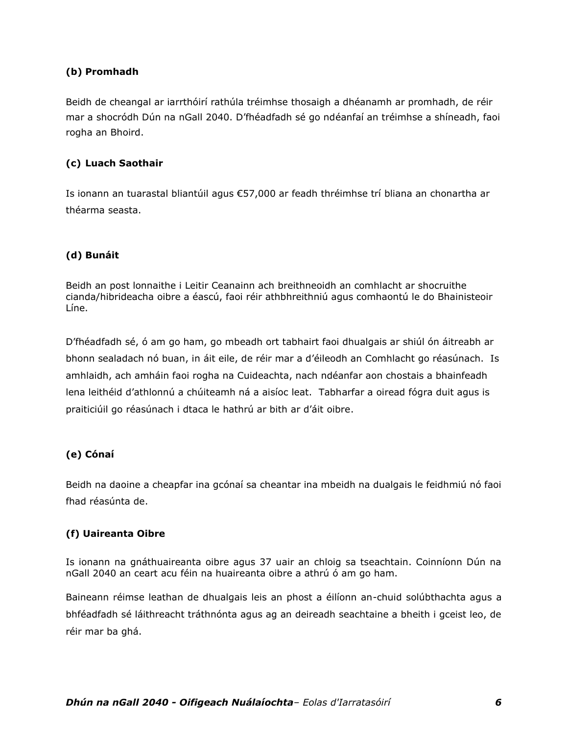**(b) Promhadh**

Beidh de cheangal ar iarrthóirí rathúla tréimhse thosaigh a dhéanamh ar promhadh, de réir mar a shocródh Dún na nGall 2040. D'fhéadfadh sé go ndéanfaí an tréimhse a shíneadh, faoi rogha an Bhoird.

**(c) Luach Saothair**

Is ionann an tuarastal bliantúil agus €57,000 ar feadh thréimhse trí bliana an chonartha ar théarma seasta.

**(d) Bunáit**

Beidh an post lonnaithe i Leitir Ceanainn ach breithneoidh an comhlacht ar shocruithe cianda/hibrideacha oibre a éascú, faoi réir athbhreithniú agus comhaontú le do Bhainisteoir Líne.

D'fhéadfadh sé, ó am go ham, go mbeadh ort tabhairt faoi dhualgais ar shiúl ón áitreabh ar bhonn sealadach nó buan, in áit eile, de réir mar a d'éileodh an Comhlacht go réasúnach. Is amhlaidh, ach amháin faoi rogha na Cuideachta, nach ndéanfar aon chostais a bhainfeadh lena leithéid d'athlonnú a chúiteamh ná a aisíoc leat. Tabharfar a oiread fógra duit agus is praiticiúil go réasúnach i dtaca le hathrú ar bith ar d'áit oibre.

**(e) Cónaí**

Beidh na daoine a cheapfar ina gcónaí sa cheantar ina mbeidh na dualgais le feidhmiú nó faoi fhad réasúnta de.

**(f) Uaireanta Oibre**

Is ionann na gnáthuaireanta oibre agus 37 uair an chloig sa tseachtain. Coinníonn Dún na nGall 2040 an ceart acu féin na huaireanta oibre a athrú ó am go ham.

Baineann réimse leathan de dhualgais leis an phost a éilíonn an-chuid solúbthachta agus a bhféadfadh sé láithreacht tráthnónta agus ag an deireadh seachtaine a bheith i gceist leo, de réir mar ba ghá.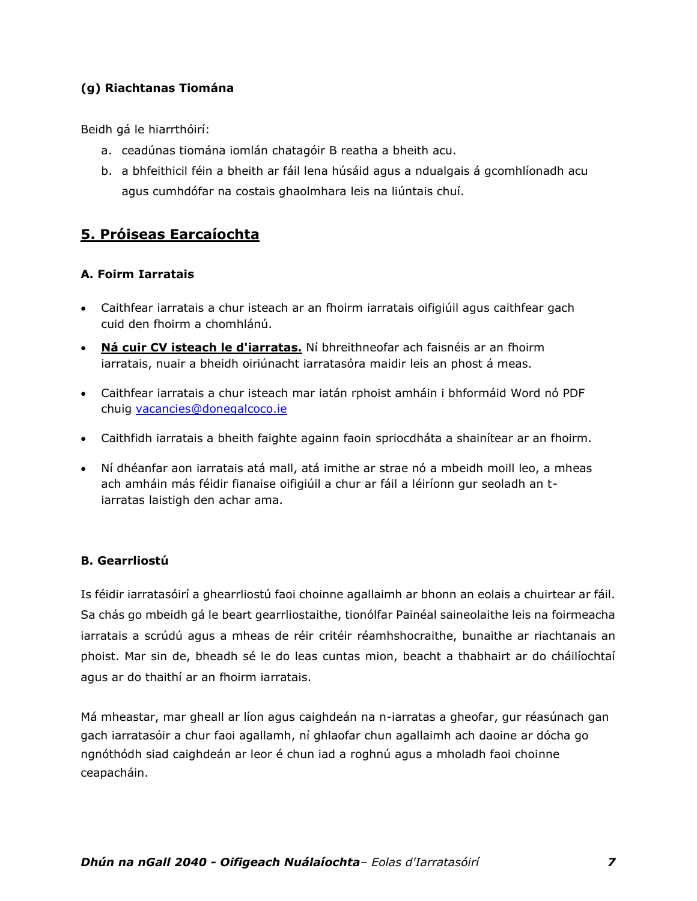### (g) Riachtanas Tiomána

Beidh gá le hiarrthóirí:

a. ceadúnas tiomána iomlán chatagóir B reatha a bheith acu.
b. a bhfeithicil féin a bheith ar fáil lena húsáid agus a ndualgais á gcomhlíonadh acu agus cumhdófar na costais ghaolmhara leis na liúntais chuí.

## 5. Próiseas Earcaíochta

### A. Foirm Iarratais

- Caithfear iarratais a chur isteach ar an fhoirm iarratais oifigiúil agus caithfear gach cuid den fhoirm a chomhlánú.
- **Ná cuir CV isteach le d'iarratas.** Ní bhreithneofar ach faisnéis ar an fhoirm iarratais, nuair a bheidh oiriúnacht iarratasóra maidir leis an phost á meas.
- Caithfear iarratais a chur isteach mar iatán rphoist amháin i bhformáid Word nó PDF chuig vacancies@donegalcoco.ie
- Caithfidh iarratais a bheith faighte againn faoin spriocdháta a shainítear ar an fhoirm.
- Ní dhéanfar aon iarratais atá mall, atá imithe ar strae nó a mbeidh moill leo, a mheas ach amháin más féidir fianaise oifigiúil a chur ar fáil a léiríonn gur seoladh an t-iarratas laistigh den achar ama.

### B. Gearrliostú

Is féidir iarratasóirí a ghearrliostú faoi choinne agallaimh ar bhonn an eolais a chuirtear ar fáil. Sa chás go mbeidh gá le beart gearrliostaithe, tionólfar Painéal saineolaithe leis na foirmeacha iarratais a scrúdú agus a mheas de réir critéir réamhshocraithe, bunaithe ar riachtanais an phoist. Mar sin de, bheadh sé le do leas cuntas mion, beacht a thabhairt ar do cháilíochtaí agus ar do thaithí ar an fhoirm iarratais.

Má mheastar, mar gheall ar líon agus caighdeán na n-iarratas a gheofar, gur réasúnach gan gach iarratasóir a chur faoi agallamh, ní ghlaofar chun agallaimh ach daoine ar dócha go ngnóthódh siad caighdeán ar leor é chun iad a roghnú agus a mholadh faoi choinne ceapacháin.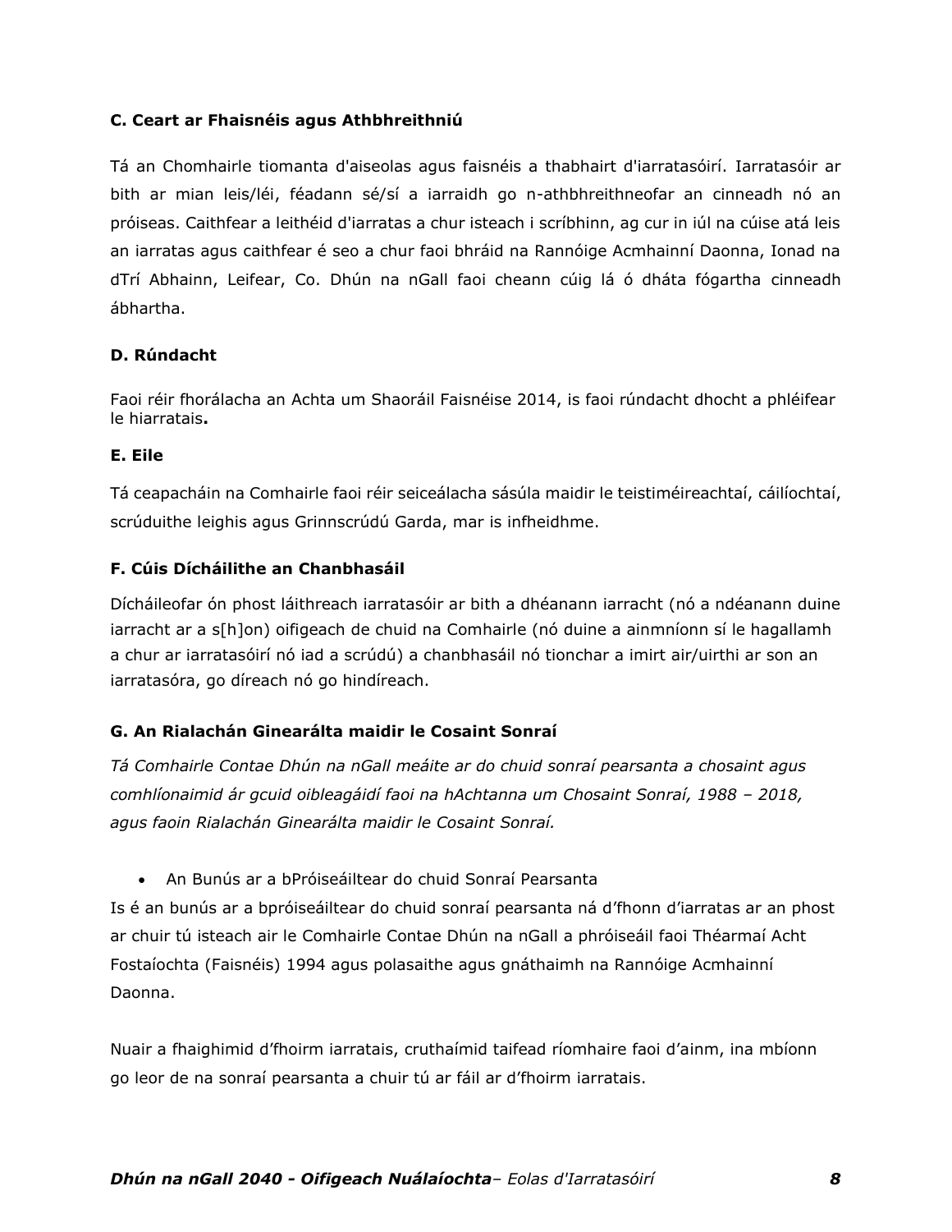### C. Ceart ar Fhaisnéis agus Athbhreithniú

Tá an Chomhairle tiomanta d'aiseolas agus faisnéis a thabhairt d'iarratasóirí. Iarratasóir ar bith ar mian leis/léi, féadann sé/sí a iarraidh go n-athbhreithneofar an cinneadh nó an próiseas. Caithfear a leithéid d'iarratas a chur isteach i scríbhinn, ag cur in iúl na cúise atá leis an iarratas agus caithfear é seo a chur faoi bhráid na Rannóige Acmhainní Daonna, Ionad na dTrí Abhainn, Leifear, Co. Dhún na nGall faoi cheann cúig lá ó dháta fógartha cinneadh ábhartha.

### D. Rúndacht

Faoi réir fhorálacha an Achta um Shaoráil Faisnéise 2014, is faoi rúndacht dhocht a phléifear le hiarratais**.**

### E. Eile

Tá ceapacháin na Comhairle faoi réir seiceálacha sásúla maidir le teistiméireachtaí, cáilíochtaí, scrúduithe leighis agus Grinnscrúdú Garda, mar is infheidhme.

### F. Cúis Dícháilithe an Chanbhasáil

Dícháileofar ón phost láithreach iarratasóir ar bith a dhéanann iarracht (nó a ndéanann duine iarracht ar a s[h]on) oifigeach de chuid na Comhairle (nó duine a ainmníonn sí le hagallamh a chur ar iarratasóirí nó iad a scrúdú) a chanbhasáil nó tionchar a imirt air/uirthi ar son an iarratasóra, go díreach nó go hindíreach.

### G. An Rialachán Ginearálta maidir le Cosaint Sonraí

*Tá Comhairle Contae Dhún na nGall meáite ar do chuid sonraí pearsanta a chosaint agus comhlíonaimid ár gcuid oibleagáidí faoi na hAchtanna um Chosaint Sonraí, 1988 – 2018, agus faoin Rialachán Ginearálta maidir le Cosaint Sonraí.*

- An Bunús ar a bPróiseáiltear do chuid Sonraí Pearsanta

Is é an bunús ar a bpróiseáiltear do chuid sonraí pearsanta ná d'fhonn d'iarratas ar an phost ar chuir tú isteach air le Comhairle Contae Dhún na nGall a phróiseáil faoi Théarmaí Acht Fostaíochta (Faisnéis) 1994 agus polasaithe agus gnáthaimh na Rannóige Acmhainní Daonna.

Nuair a fhaighimid d'fhoirm iarratais, cruthaímid taifead ríomhaire faoi d'ainm, ina mbíonn go leor de na sonraí pearsanta a chuir tú ar fáil ar d'fhoirm iarratais.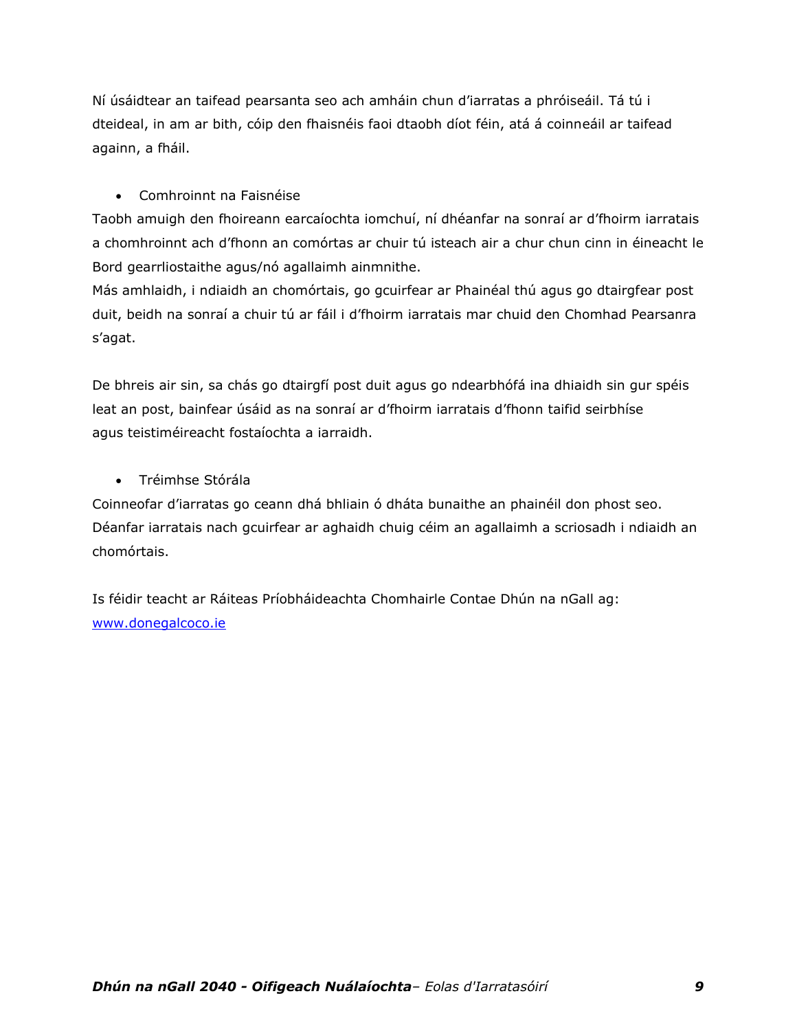Ní úsáidtear an taifead pearsanta seo ach amháin chun d'iarratas a phróiseáil. Tá tú i dteideal, in am ar bith, cóip den fhaisnéis faoi dtaobh díot féin, atá á coinneáil ar taifead againn, a fháil.

- Comhroinnt na Faisnéise

Taobh amuigh den fhoireann earcaíochta iomchuí, ní dhéanfar na sonraí ar d'fhoirm iarratais a chomhroinnt ach d'fhonn an comórtas ar chuir tú isteach air a chur chun cinn in éineacht le Bord gearrliostaithe agus/nó agallaimh ainmnithe.

Más amhlaidh, i ndiaidh an chomórtais, go gcuirfear ar Phainéal thú agus go dtairgfear post duit, beidh na sonraí a chuir tú ar fáil i d'fhoirm iarratais mar chuid den Chomhad Pearsanra s'agat.

De bhreis air sin, sa chás go dtairgfí post duit agus go ndearbhófá ina dhiaidh sin gur spéis leat an post, bainfear úsáid as na sonraí ar d'fhoirm iarratais d'fhonn taifid seirbhíse agus teistiméireacht fostaíochta a iarraidh.

- Tréimhse Stórála

Coinneofar d'iarratas go ceann dhá bhliain ó dháta bunaithe an phainéil don phost seo. Déanfar iarratais nach gcuirfear ar aghaidh chuig céim an agallaimh a scriosadh i ndiaidh an chomórtais.

Is féidir teacht ar Ráiteas Príobháideachta Chomhairle Contae Dhún na nGall ag: [www.donegalcoco.ie](http://www.donegalcoco.ie)